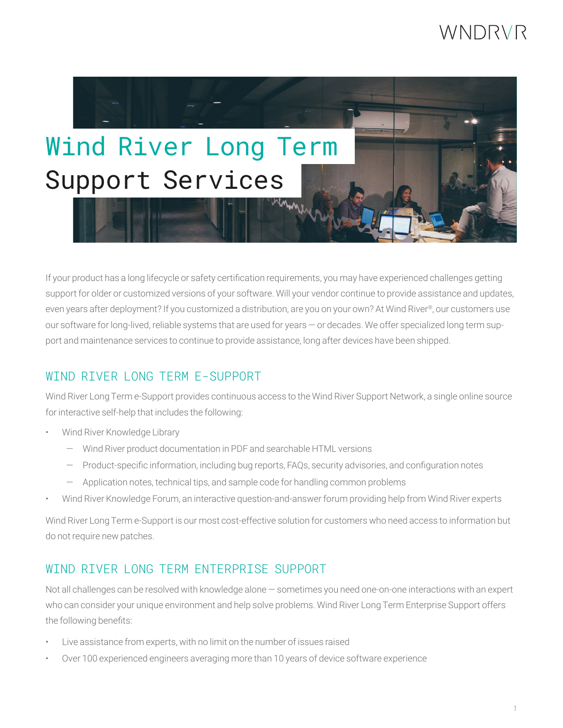# Wind River Long Term Support Services

If your product has a long lifecycle or safety certification requirements, you may have experienced challenges getting support for older or customized versions of your software. Will your vendor continue to provide assistance and updates, even years after deployment? If you customized a distribution, are you on your own? At Wind River®, our customers use our software for long-lived, reliable systems that are used for years — or decades. We offer specialized long term support and maintenance services to continue to provide assistance, long after devices have been shipped.

## WIND RIVER LONG TERM E-SUPPORT

Wind River Long Term e-Support provides continuous access to the Wind River Support Network, a single online source for interactive self-help that includes the following:

- Wind River Knowledge Library
  - Wind River product documentation in PDF and searchable HTML versions
  - Product-specific information, including bug reports, FAQs, security advisories, and configuration notes
  - Application notes, technical tips, and sample code for handling common problems
- Wind River Knowledge Forum, an interactive question-and-answer forum providing help from Wind River experts

Wind River Long Term e-Support is our most cost-effective solution for customers who need access to information but do not require new patches.

## WIND RIVER LONG TERM ENTERPRISE SUPPORT

Not all challenges can be resolved with knowledge alone — sometimes you need one-on-one interactions with an expert who can consider your unique environment and help solve problems. Wind River Long Term Enterprise Support offers the following benefits:

- Live assistance from experts, with no limit on the number of issues raised
- Over 100 experienced engineers averaging more than 10 years of device software experience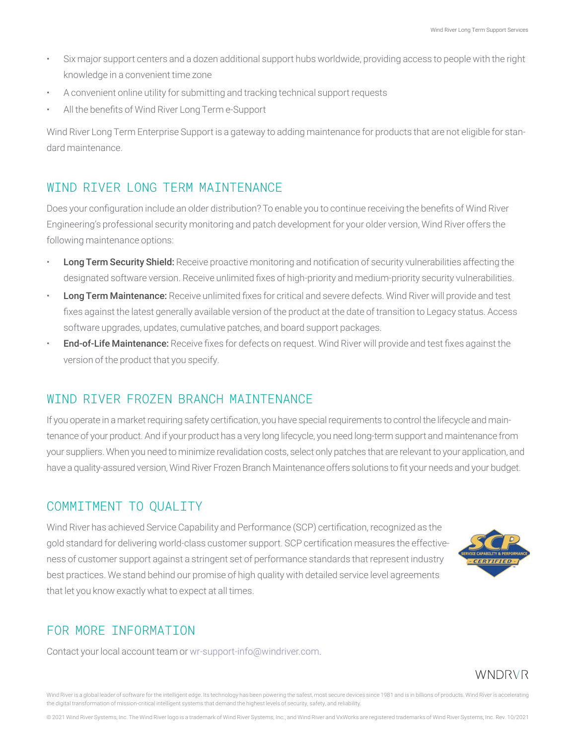- Six major support centers and a dozen additional support hubs worldwide, providing access to people with the right knowledge in a convenient time zone
- A convenient online utility for submitting and tracking technical support requests
- All the benefits of Wind River Long Term e-Support

Wind River Long Term Enterprise Support is a gateway to adding maintenance for products that are not eligible for standard maintenance.

## WIND RIVER LONG TERM MAINTENANCE

Does your configuration include an older distribution? To enable you to continue receiving the benefits of Wind River Engineering's professional security monitoring and patch development for your older version, Wind River offers the following maintenance options:

- **Long Term Security Shield:** Receive proactive monitoring and notification of security vulnerabilities affecting the designated software version. Receive unlimited fixes of high-priority and medium-priority security vulnerabilities.
- **Long Term Maintenance:** Receive unlimited fixes for critical and severe defects. Wind River will provide and test fixes against the latest generally available version of the product at the date of transition to Legacy status. Access software upgrades, updates, cumulative patches, and board support packages.
- **End-of-Life Maintenance:** Receive fixes for defects on request. Wind River will provide and test fixes against the version of the product that you specify.

## WIND RIVER FROZEN BRANCH MAINTENANCE

If you operate in a market requiring safety certification, you have special requirements to control the lifecycle and maintenance of your product. And if your product has a very long lifecycle, you need long-term support and maintenance from your suppliers. When you need to minimize revalidation costs, select only patches that are relevant to your application, and have a quality-assured version, Wind River Frozen Branch Maintenance offers solutions to fit your needs and your budget.

## COMMITMENT TO QUALITY

Wind River has achieved Service Capability and Performance (SCP) certification, recognized as the gold standard for delivering world-class customer support. SCP certification measures the effectiveness of customer support against a stringent set of performance standards that represent industry best practices. We stand behind our promise of high quality with detailed service level agreements that let you know exactly what to expect at all times.

## FOR MORE INFORMATION

Contact your local account team or wr-support-info@windriver.com.

WNDRVR

Wind River is a global leader of software for the intelligent edge. Its technology has been powering the safest, most secure devices since 1981 and is in billions of products. Wind River is accelerating the digital transformation of mission-critical intelligent systems that demand the highest levels of security, safety, and reliability.

© 2021 Wind River Systems, Inc. The Wind River logo is a trademark of Wind River Systems, Inc., and Wind River and VxWorks are registered trademarks of Wind River Systems, Inc. Rev. 10/2021